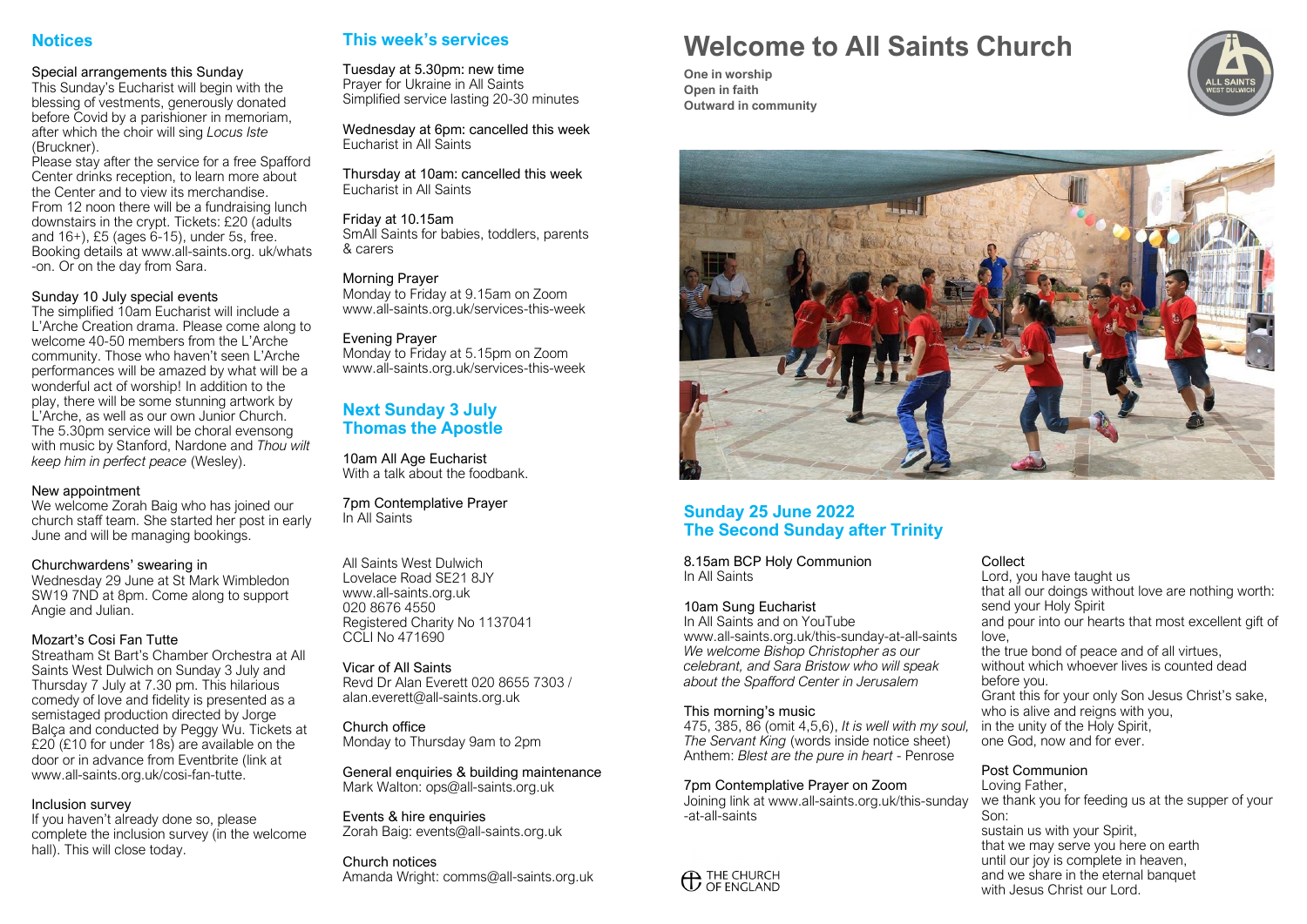## Notices

### Special arrangements this Sunday

This Sunday's Eucharist will begin with the blessing of vestments, generously donated before Covid by a parishioner in memoriam, after which the choir will sing *Locus Iste* (Bruckner).
Please stay after the service for a free Spafford Center drinks reception, to learn more about the Center and to view its merchandise.
From 12 noon there will be a fundraising lunch downstairs in the crypt. Tickets: £20 (adults and 16+), £5 (ages 6-15), under 5s, free. Booking details at www.all-saints.org. uk/whats-on. Or on the day from Sara.

### Sunday 10 July special events

The simplified 10am Eucharist will include a L'Arche Creation drama. Please come along to welcome 40-50 members from the L'Arche community. Those who haven't seen L'Arche performances will be amazed by what will be a wonderful act of worship! In addition to the play, there will be some stunning artwork by L'Arche, as well as our own Junior Church.
The 5.30pm service will be choral evensong with music by Stanford, Nardone and *Thou wilt keep him in perfect peace* (Wesley).

### New appointment

We welcome Zorah Baig who has joined our church staff team. She started her post in early June and will be managing bookings.

### Churchwardens' swearing in

Wednesday 29 June at St Mark Wimbledon SW19 7ND at 8pm. Come along to support Angie and Julian.

### Mozart's Cosi Fan Tutte

Streatham St Bart's Chamber Orchestra at All Saints West Dulwich on Sunday 3 July and Thursday 7 July at 7.30 pm. This hilarious comedy of love and fidelity is presented as a semistaged production directed by Jorge Balça and conducted by Peggy Wu. Tickets at £20 (£10 for under 18s) are available on the door or in advance from Eventbrite (link at www.all-saints.org.uk/cosi-fan-tutte.

### Inclusion survey

If you haven't already done so, please complete the inclusion survey (in the welcome hall). This will close today.

## This week's services

Tuesday at 5.30pm: new time
Prayer for Ukraine in All Saints
Simplified service lasting 20-30 minutes

Wednesday at 6pm: cancelled this week
Eucharist in All Saints

Thursday at 10am: cancelled this week
Eucharist in All Saints

Friday at 10.15am
SmAll Saints for babies, toddlers, parents & carers

Morning Prayer
Monday to Friday at 9.15am on Zoom
www.all-saints.org.uk/services-this-week

Evening Prayer
Monday to Friday at 5.15pm on Zoom
www.all-saints.org.uk/services-this-week

## Next Sunday 3 July
## Thomas the Apostle

10am All Age Eucharist
With a talk about the foodbank.

7pm Contemplative Prayer
In All Saints

All Saints West Dulwich
Lovelace Road SE21 8JY
www.all-saints.org.uk
020 8676 4550
Registered Charity No 1137041
CCLI No 471690

Vicar of All Saints
Revd Dr Alan Everett 020 8655 7303 / alan.everett@all-saints.org.uk

Church office
Monday to Thursday 9am to 2pm

General enquiries & building maintenance
Mark Walton: ops@all-saints.org.uk

Events & hire enquiries
Zorah Baig: events@all-saints.org.uk

Church notices
Amanda Wright: comms@all-saints.org.uk

# Welcome to All Saints Church

**One in worship**
**Open in faith**
**Outward in community**

## Sunday 25 June 2022
## The Second Sunday after Trinity

8.15am BCP Holy Communion
In All Saints

10am Sung Eucharist
In All Saints and on YouTube
www.all-saints.org.uk/this-sunday-at-all-saints
*We welcome Bishop Christopher as our celebrant, and Sara Bristow who will speak about the Spafford Center in Jerusalem*

This morning's music
475, 385, 86 (omit 4,5,6), *It is well with my soul*, *The Servant King* (words inside notice sheet)
Anthem: *Blest are the pure in heart* - Penrose

7pm Contemplative Prayer on Zoom
Joining link at www.all-saints.org.uk/this-sunday-at-all-saints

THE CHURCH OF ENGLAND

### Collect

Lord, you have taught us
that all our doings without love are nothing worth:
send your Holy Spirit
and pour into our hearts that most excellent gift of love,
the true bond of peace and of all virtues,
without which whoever lives is counted dead before you.
Grant this for your only Son Jesus Christ's sake,
who is alive and reigns with you,
in the unity of the Holy Spirit,
one God, now and for ever.

### Post Communion

Loving Father,
we thank you for feeding us at the supper of your Son:
sustain us with your Spirit,
that we may serve you here on earth
until our joy is complete in heaven,
and we share in the eternal banquet
with Jesus Christ our Lord.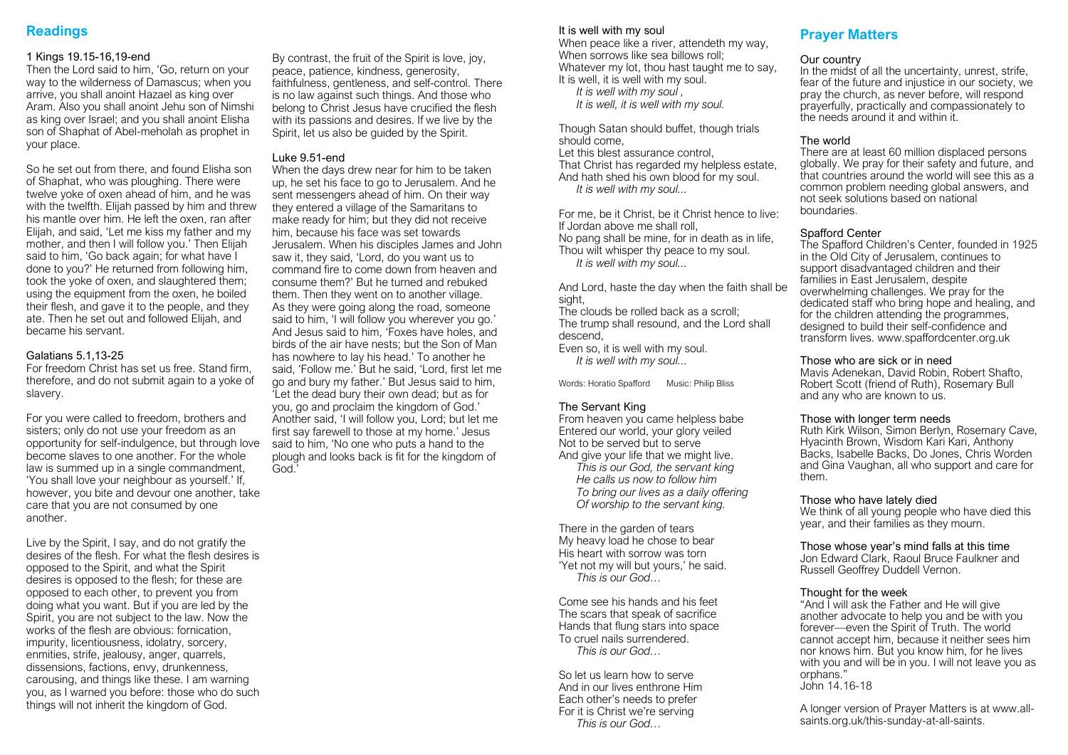## Readings

### 1 Kings 19.15-16,19-end

Then the Lord said to him, 'Go, return on your way to the wilderness of Damascus; when you arrive, you shall anoint Hazael as king over Aram. Also you shall anoint Jehu son of Nimshi as king over Israel; and you shall anoint Elisha son of Shaphat of Abel-meholah as prophet in your place.

So he set out from there, and found Elisha son of Shaphat, who was ploughing. There were twelve yoke of oxen ahead of him, and he was with the twelfth. Elijah passed by him and threw his mantle over him. He left the oxen, ran after Elijah, and said, 'Let me kiss my father and my mother, and then I will follow you.' Then Elijah said to him, 'Go back again; for what have I done to you?' He returned from following him, took the yoke of oxen, and slaughtered them; using the equipment from the oxen, he boiled their flesh, and gave it to the people, and they ate. Then he set out and followed Elijah, and became his servant.

### Galatians 5.1,13-25

For freedom Christ has set us free. Stand firm, therefore, and do not submit again to a yoke of slavery.

For you were called to freedom, brothers and sisters; only do not use your freedom as an opportunity for self-indulgence, but through love become slaves to one another. For the whole law is summed up in a single commandment, 'You shall love your neighbour as yourself.' If, however, you bite and devour one another, take care that you are not consumed by one another.

Live by the Spirit, I say, and do not gratify the desires of the flesh. For what the flesh desires is opposed to the Spirit, and what the Spirit desires is opposed to the flesh; for these are opposed to each other, to prevent you from doing what you want. But if you are led by the Spirit, you are not subject to the law. Now the works of the flesh are obvious: fornication, impurity, licentiousness, idolatry, sorcery, enmities, strife, jealousy, anger, quarrels, dissensions, factions, envy, drunkenness, carousing, and things like these. I am warning you, as I warned you before: those who do such things will not inherit the kingdom of God.

By contrast, the fruit of the Spirit is love, joy, peace, patience, kindness, generosity, faithfulness, gentleness, and self-control. There is no law against such things. And those who belong to Christ Jesus have crucified the flesh with its passions and desires. If we live by the Spirit, let us also be guided by the Spirit.

### Luke 9.51-end

When the days drew near for him to be taken up, he set his face to go to Jerusalem. And he sent messengers ahead of him. On their way they entered a village of the Samaritans to make ready for him; but they did not receive him, because his face was set towards Jerusalem. When his disciples James and John saw it, they said, 'Lord, do you want us to command fire to come down from heaven and consume them?' But he turned and rebuked them. Then they went on to another village. As they were going along the road, someone said to him, 'I will follow you wherever you go.' And Jesus said to him, 'Foxes have holes, and birds of the air have nests; but the Son of Man has nowhere to lay his head.' To another he said, 'Follow me.' But he said, 'Lord, first let me go and bury my father.' But Jesus said to him, 'Let the dead bury their own dead; but as for you, go and proclaim the kingdom of God.' Another said, 'I will follow you, Lord; but let me first say farewell to those at my home.' Jesus said to him, 'No one who puts a hand to the plough and looks back is fit for the kingdom of God.'

### It is well with my soul

When peace like a river, attendeth my way,
When sorrows like sea billows roll;
Whatever my lot, thou hast taught me to say,
It is well, it is well with my soul.
*It is well with my soul ,*
*It is well, it is well with my soul.*

Though Satan should buffet, though trials should come,
Let this blest assurance control,
That Christ has regarded my helpless estate,
And hath shed his own blood for my soul.
*It is well with my soul...*

For me, be it Christ, be it Christ hence to live:
If Jordan above me shall roll,
No pang shall be mine, for in death as in life,
Thou wilt whisper thy peace to my soul.
*It is well with my soul...*

And Lord, haste the day when the faith shall be sight,
The clouds be rolled back as a scroll;
The trump shall resound, and the Lord shall descend,
Even so, it is well with my soul.
*It is well with my soul...*

Words: Horatio Spafford Music: Philip Bliss

### The Servant King

From heaven you came helpless babe
Entered our world, your glory veiled
Not to be served but to serve
And give your life that we might live.
*This is our God, the servant king*
*He calls us now to follow him*
*To bring our lives as a daily offering*
*Of worship to the servant king.*

There in the garden of tears
My heavy load he chose to bear
His heart with sorrow was torn
'Yet not my will but yours,' he said.
*This is our God…*

Come see his hands and his feet
The scars that speak of sacrifice
Hands that flung stars into space
To cruel nails surrendered.
*This is our God…*

So let us learn how to serve
And in our lives enthrone Him
Each other's needs to prefer
For it is Christ we're serving
*This is our God…*

## Prayer Matters

### Our country

In the midst of all the uncertainty, unrest, strife, fear of the future and injustice in our society, we pray the church, as never before, will respond prayerfully, practically and compassionately to the needs around it and within it.

### The world

There are at least 60 million displaced persons globally. We pray for their safety and future, and that countries around the world will see this as a common problem needing global answers, and not seek solutions based on national boundaries.

### Spafford Center

The Spafford Children's Center, founded in 1925 in the Old City of Jerusalem, continues to support disadvantaged children and their families in East Jerusalem, despite overwhelming challenges. We pray for the dedicated staff who bring hope and healing, and for the children attending the programmes, designed to build their self-confidence and transform lives. www.spaffordcenter.org.uk

### Those who are sick or in need

Mavis Adenekan, David Robin, Robert Shafto, Robert Scott (friend of Ruth), Rosemary Bull and any who are known to us.

### Those with longer term needs

Ruth Kirk Wilson, Simon Berlyn, Rosemary Cave, Hyacinth Brown, Wisdom Kari Kari, Anthony Backs, Isabelle Backs, Do Jones, Chris Worden and Gina Vaughan, all who support and care for them.

### Those who have lately died

We think of all young people who have died this year, and their families as they mourn.

### Those whose year's mind falls at this time

Jon Edward Clark, Raoul Bruce Faulkner and Russell Geoffrey Duddell Vernon.

### Thought for the week

"And I will ask the Father and He will give another advocate to help you and be with you forever—even the Spirit of Truth. The world cannot accept him, because it neither sees him nor knows him. But you know him, for he lives with you and will be in you. I will not leave you as orphans."
John 14.16-18

A longer version of Prayer Matters is at www.all-saints.org.uk/this-sunday-at-all-saints.